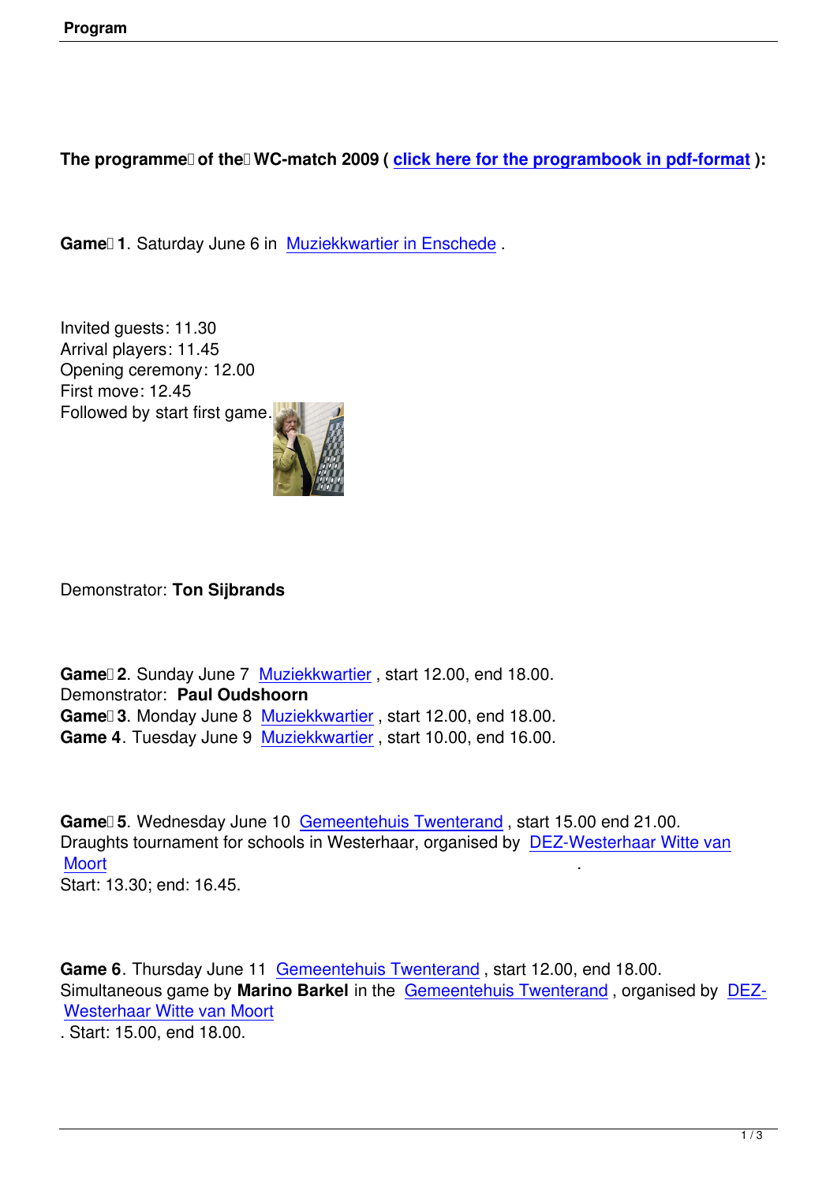**The programme of the WC-match 2009 ( click here for the programbook in pdf-format ):**

**Game 1**. Saturday June 6 in Muziekkwartier in Enschede .

Invited guests: 11.30
Arrival players: 11.45
Opening ceremony: 12.00
First move: 12.45
Followed by start first game.

Demonstrator: **Ton Sijbrands**

**Game 2**. Sunday June 7 Muziekkwartier , start 12.00, end 18.00.
Demonstrator: **Paul Oudshoorn**
**Game 3**. Monday June 8 Muziekkwartier , start 12.00, end 18.00.
**Game 4**. Tuesday June 9 Muziekkwartier , start 10.00, end 16.00.

**Game 5**. Wednesday June 10 Gemeentehuis Twenterand , start 15.00 end 21.00.
Draughts tournament for schools in Westerhaar, organised by DEZ-Westerhaar Witte van Moort .
Start: 13.30; end: 16.45.

**Game 6**. Thursday June 11 Gemeentehuis Twenterand , start 12.00, end 18.00.
Simultaneous game by **Marino Barkel** in the Gemeentehuis Twenterand , organised by DEZ-Westerhaar Witte van Moort
. Start: 15.00, end 18.00.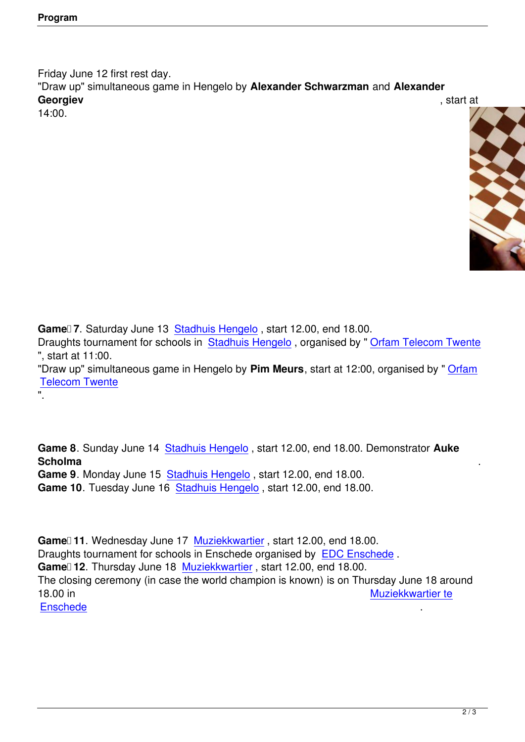Friday June 12 first rest day.
"Draw up" simultaneous game in Hengelo by **Alexander Schwarzman** and **Alexander Georgiev**, start at 14:00.

**Game 7**. Saturday June 13 Stadhuis Hengelo , start 12.00, end 18.00.
Draughts tournament for schools in Stadhuis Hengelo , organised by " Orfam Telecom Twente ", start at 11:00.
"Draw up" simultaneous game in Hengelo by **Pim Meurs**, start at 12:00, organised by " Orfam Telecom Twente ".

**Game 8**. Sunday June 14 Stadhuis Hengelo , start 12.00, end 18.00. Demonstrator **Auke Scholma**.
**Game 9**. Monday June 15 Stadhuis Hengelo , start 12.00, end 18.00.
**Game 10**. Tuesday June 16 Stadhuis Hengelo , start 12.00, end 18.00.

**Game 11**. Wednesday June 17 Muziekkwartier , start 12.00, end 18.00.
Draughts tournament for schools in Enschede organised by EDC Enschede .
**Game 12**. Thursday June 18 Muziekkwartier , start 12.00, end 18.00.
The closing ceremony (in case the world champion is known) is on Thursday June 18 around 18.00 in Muziekkwartier te Enschede .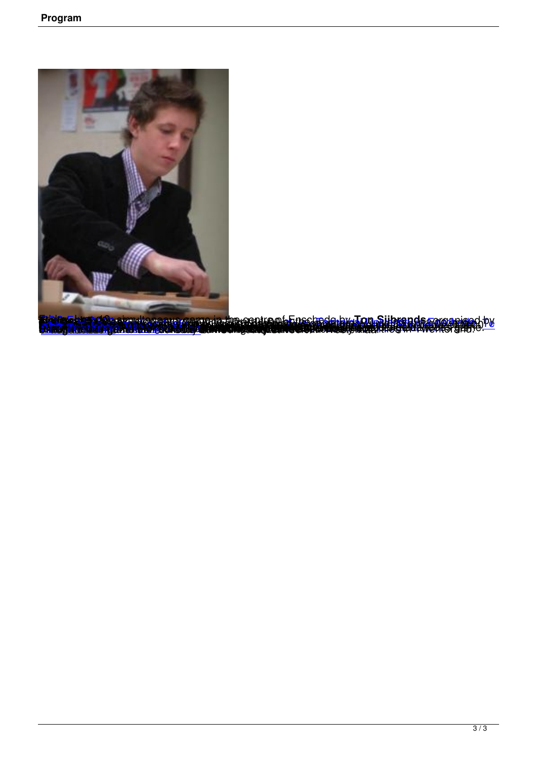simultaneous game in the centre of Enschede by **Ton Sijbrands** organized by

in Twenterand.